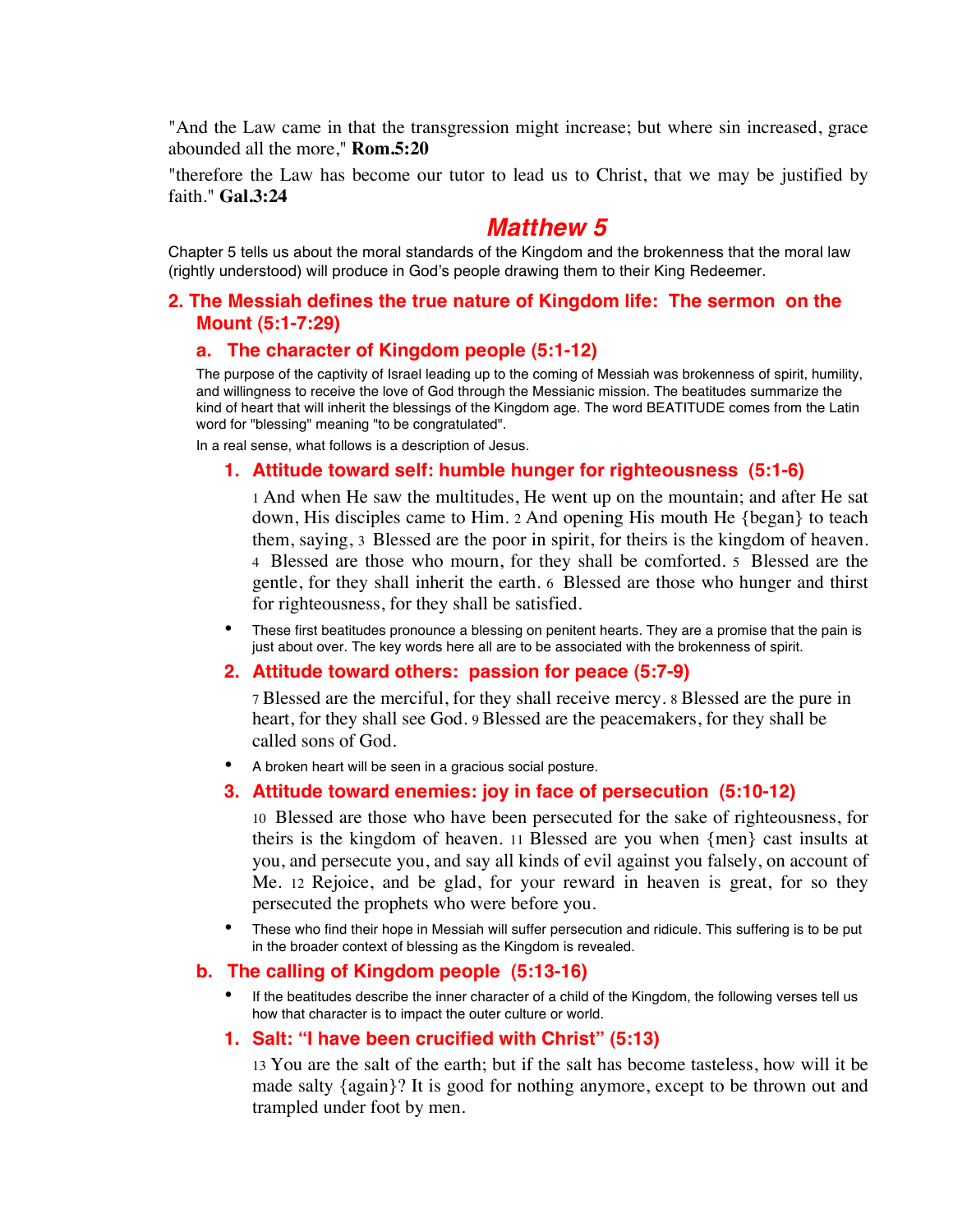"And the Law came in that the transgression might increase; but where sin increased, grace abounded all the more," **Rom.5:20**

"therefore the Law has become our tutor to lead us to Christ, that we may be justified by faith." **Gal.3:24**

# *Matthew 5*

Chapter 5 tells us about the moral standards of the Kingdom and the brokenness that the moral law (rightly understood) will produce in God's people drawing them to their King Redeemer.

## 2. The Messiah defines the true nature of Kingdom life: The sermon on the Mount (5:1-7:29)

### a. The character of Kingdom people (5:1-12)

The purpose of the captivity of Israel leading up to the coming of Messiah was brokenness of spirit, humility, and willingness to receive the love of God through the Messianic mission. The beatitudes summarize the kind of heart that will inherit the blessings of the Kingdom age. The word BEATITUDE comes from the Latin word for "blessing" meaning "to be congratulated".

In a real sense, what follows is a description of Jesus.

#### 1. Attitude toward self: humble hunger for righteousness (5:1-6)

1 And when He saw the multitudes, He went up on the mountain; and after He sat down, His disciples came to Him. 2 And opening His mouth He {began} to teach them, saying, 3 Blessed are the poor in spirit, for theirs is the kingdom of heaven. 4 Blessed are those who mourn, for they shall be comforted. 5 Blessed are the gentle, for they shall inherit the earth. 6 Blessed are those who hunger and thirst for righteousness, for they shall be satisfied.

- These first beatitudes pronounce a blessing on penitent hearts. They are a promise that the pain is just about over. The key words here all are to be associated with the brokenness of spirit.

#### 2. Attitude toward others: passion for peace (5:7-9)

7 Blessed are the merciful, for they shall receive mercy. 8 Blessed are the pure in heart, for they shall see God. 9 Blessed are the peacemakers, for they shall be called sons of God.

- A broken heart will be seen in a gracious social posture.

#### 3. Attitude toward enemies: joy in face of persecution (5:10-12)

10 Blessed are those who have been persecuted for the sake of righteousness, for theirs is the kingdom of heaven. 11 Blessed are you when {men} cast insults at you, and persecute you, and say all kinds of evil against you falsely, on account of Me. 12 Rejoice, and be glad, for your reward in heaven is great, for so they persecuted the prophets who were before you.

- These who find their hope in Messiah will suffer persecution and ridicule. This suffering is to be put in the broader context of blessing as the Kingdom is revealed.

### b. The calling of Kingdom people (5:13-16)

- If the beatitudes describe the inner character of a child of the Kingdom, the following verses tell us how that character is to impact the outer culture or world.

#### 1. Salt: "I have been crucified with Christ" (5:13)

13 You are the salt of the earth; but if the salt has become tasteless, how will it be made salty {again}? It is good for nothing anymore, except to be thrown out and trampled under foot by men.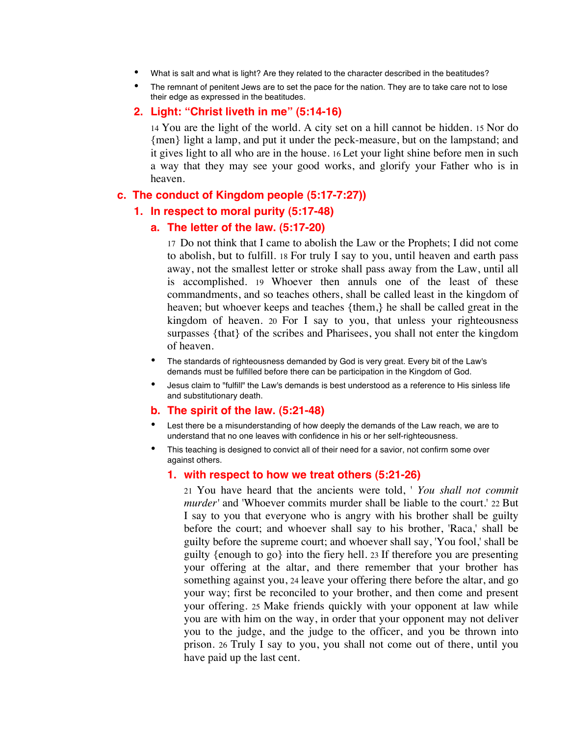- What is salt and what is light? Are they related to the character described in the beatitudes?
- The remnant of penitent Jews are to set the pace for the nation. They are to take care not to lose their edge as expressed in the beatitudes.

### 2. Light: "Christ liveth in me" (5:14-16)

14 You are the light of the world. A city set on a hill cannot be hidden. 15 Nor do {men} light a lamp, and put it under the peck-measure, but on the lampstand; and it gives light to all who are in the house. 16 Let your light shine before men in such a way that they may see your good works, and glorify your Father who is in heaven.

## c. The conduct of Kingdom people (5:17-7:27))

### 1. In respect to moral purity (5:17-48)

#### a. The letter of the law. (5:17-20)

17 Do not think that I came to abolish the Law or the Prophets; I did not come to abolish, but to fulfill. 18 For truly I say to you, until heaven and earth pass away, not the smallest letter or stroke shall pass away from the Law, until all is accomplished. 19 Whoever then annuls one of the least of these commandments, and so teaches others, shall be called least in the kingdom of heaven; but whoever keeps and teaches {them,} he shall be called great in the kingdom of heaven. 20 For I say to you, that unless your righteousness surpasses {that} of the scribes and Pharisees, you shall not enter the kingdom of heaven.

- The standards of righteousness demanded by God is very great. Every bit of the Law's demands must be fulfilled before there can be participation in the Kingdom of God.
- Jesus claim to "fulfill" the Law's demands is best understood as a reference to His sinless life and substitutionary death.

#### b. The spirit of the law. (5:21-48)

- Lest there be a misunderstanding of how deeply the demands of the Law reach, we are to understand that no one leaves with confidence in his or her self-righteousness.
- This teaching is designed to convict all of their need for a savior, not confirm some over against others.

##### 1. with respect to how we treat others (5:21-26)

21 You have heard that the ancients were told, '*You shall not commit murder*' and 'Whoever commits murder shall be liable to the court.' 22 But I say to you that everyone who is angry with his brother shall be guilty before the court; and whoever shall say to his brother, 'Raca,' shall be guilty before the supreme court; and whoever shall say, 'You fool,' shall be guilty {enough to go} into the fiery hell. 23 If therefore you are presenting your offering at the altar, and there remember that your brother has something against you, 24 leave your offering there before the altar, and go your way; first be reconciled to your brother, and then come and present your offering. 25 Make friends quickly with your opponent at law while you are with him on the way, in order that your opponent may not deliver you to the judge, and the judge to the officer, and you be thrown into prison. 26 Truly I say to you, you shall not come out of there, until you have paid up the last cent.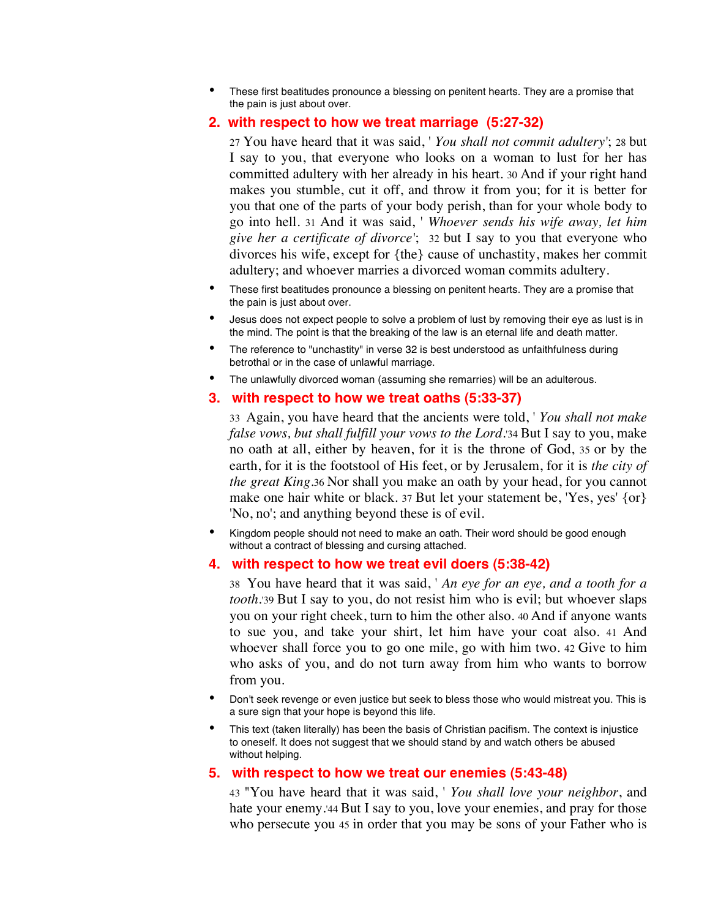- These first beatitudes pronounce a blessing on penitent hearts. They are a promise that the pain is just about over.

## 2. with respect to how we treat marriage (5:27-32)

27 You have heard that it was said, ' *You shall not commit adultery*'; 28 but I say to you, that everyone who looks on a woman to lust for her has committed adultery with her already in his heart. 30 And if your right hand makes you stumble, cut it off, and throw it from you; for it is better for you that one of the parts of your body perish, than for your whole body to go into hell. 31 And it was said, ' *Whoever sends his wife away, let him give her a certificate of divorce*'; 32 but I say to you that everyone who divorces his wife, except for {the} cause of unchastity, makes her commit adultery; and whoever marries a divorced woman commits adultery.

- These first beatitudes pronounce a blessing on penitent hearts. They are a promise that the pain is just about over.
- Jesus does not expect people to solve a problem of lust by removing their eye as lust is in the mind. The point is that the breaking of the law is an eternal life and death matter.
- The reference to "unchastity" in verse 32 is best understood as unfaithfulness during betrothal or in the case of unlawful marriage.
- The unlawfully divorced woman (assuming she remarries) will be an adulterous.

## 3. with respect to how we treat oaths (5:33-37)

33 Again, you have heard that the ancients were told, ' *You shall not make false vows, but shall fulfill your vows to the Lord*.'34 But I say to you, make no oath at all, either by heaven, for it is the throne of God, 35 or by the earth, for it is the footstool of His feet, or by Jerusalem, for it is *the city of the great King*.36 Nor shall you make an oath by your head, for you cannot make one hair white or black. 37 But let your statement be, 'Yes, yes' {or} 'No, no'; and anything beyond these is of evil.

- Kingdom people should not need to make an oath. Their word should be good enough without a contract of blessing and cursing attached.

## 4. with respect to how we treat evil doers (5:38-42)

38 You have heard that it was said, ' *An eye for an eye, and a tooth for a tooth*.'39 But I say to you, do not resist him who is evil; but whoever slaps you on your right cheek, turn to him the other also. 40 And if anyone wants to sue you, and take your shirt, let him have your coat also. 41 And whoever shall force you to go one mile, go with him two. 42 Give to him who asks of you, and do not turn away from him who wants to borrow from you.

- Don't seek revenge or even justice but seek to bless those who would mistreat you. This is a sure sign that your hope is beyond this life.
- This text (taken literally) has been the basis of Christian pacifism. The context is injustice to oneself. It does not suggest that we should stand by and watch others be abused without helping.

## 5. with respect to how we treat our enemies (5:43-48)

43 "You have heard that it was said, ' *You shall love your neighbor*, and hate your enemy.'44 But I say to you, love your enemies, and pray for those who persecute you 45 in order that you may be sons of your Father who is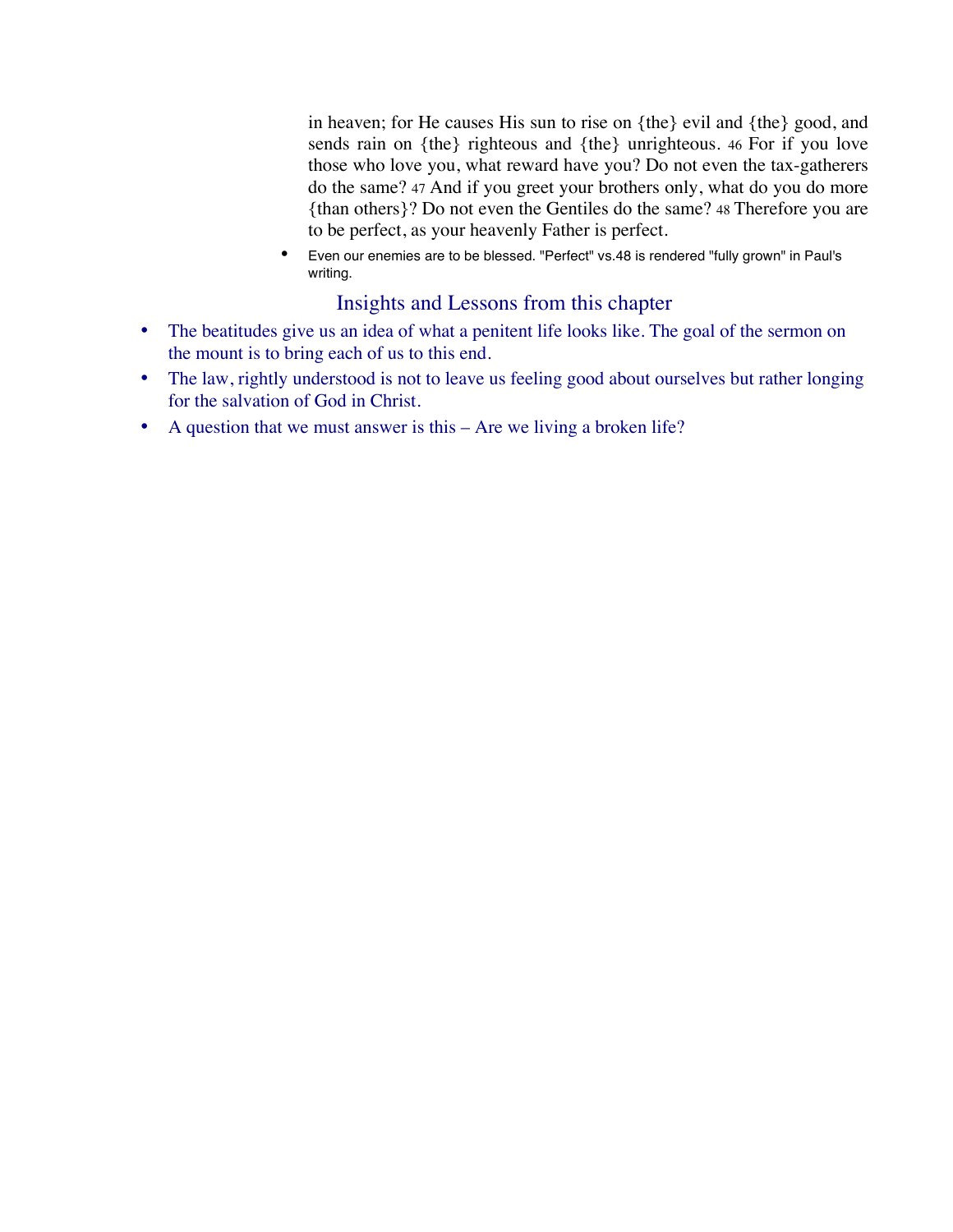in heaven; for He causes His sun to rise on {the} evil and {the} good, and sends rain on {the} righteous and {the} unrighteous. 46 For if you love those who love you, what reward have you? Do not even the tax-gatherers do the same? 47 And if you greet your brothers only, what do you do more {than others}? Do not even the Gentiles do the same? 48 Therefore you are to be perfect, as your heavenly Father is perfect.

- Even our enemies are to be blessed. "Perfect" vs.48 is rendered "fully grown" in Paul's writing.

## Insights and Lessons from this chapter

- The beatitudes give us an idea of what a penitent life looks like. The goal of the sermon on the mount is to bring each of us to this end.
- The law, rightly understood is not to leave us feeling good about ourselves but rather longing for the salvation of God in Christ.
- A question that we must answer is this – Are we living a broken life?